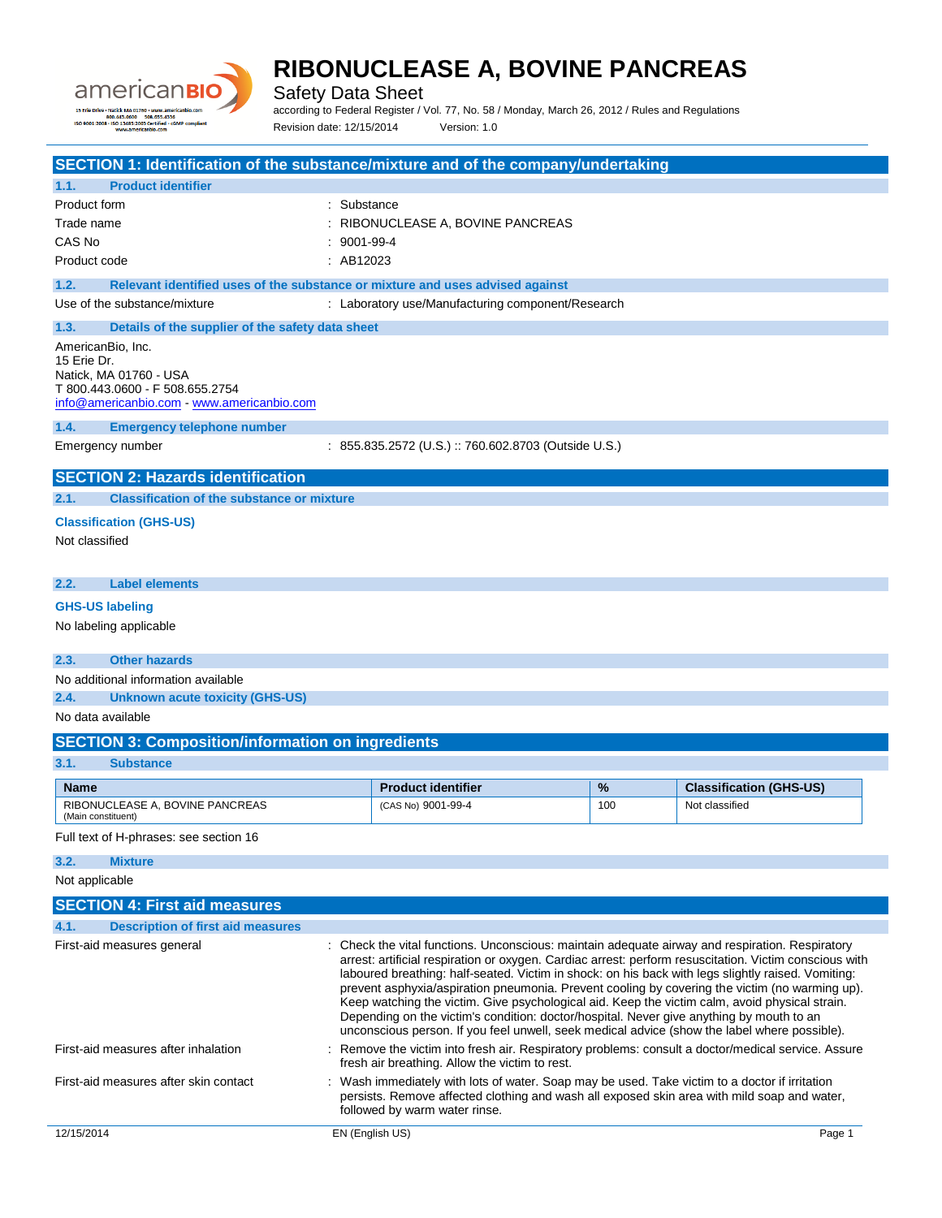# RIBONUCLEASE A, BOVINE PANCREAS

Safety Data Sheet

according to Federal Register / Vol. 77, No. 58 / Monday, March 26, 2012 / Rules and Regulations

Revision date: 12/15/2014 Version: 1.0

## SECTION 1: Identification of the substance/mixture and of the company/undertaking

### 1.1. Product identifier

Product form : Substance

Trade name : RIBONUCLEASE A, BOVINE PANCREAS

CAS No : 9001-99-4

Product code : AB12023

### 1.2. Relevant identified uses of the substance or mixture and uses advised against

Use of the substance/mixture : Laboratory use/Manufacturing component/Research

### 1.3. Details of the supplier of the safety data sheet

AmericanBio, Inc.
15 Erie Dr.
Natick, MA 01760 - USA
T 800.443.0600 - F 508.655.2754
info@americanbio.com - www.americanbio.com

### 1.4. Emergency telephone number

Emergency number : 855.835.2572 (U.S.) :: 760.602.8703 (Outside U.S.)

## SECTION 2: Hazards identification

### 2.1. Classification of the substance or mixture

**Classification (GHS-US)**

Not classified

### 2.2. Label elements

**GHS-US labeling**

No labeling applicable

### 2.3. Other hazards

No additional information available

### 2.4. Unknown acute toxicity (GHS-US)

No data available

## SECTION 3: Composition/information on ingredients

### 3.1. Substance

| Name | Product identifier | % | Classification (GHS-US) |
|---|---|---|---|
| RIBONUCLEASE A, BOVINE PANCREAS (Main constituent) | (CAS No) 9001-99-4 | 100 | Not classified |

Full text of H-phrases: see section 16

### 3.2. Mixture

Not applicable

## SECTION 4: First aid measures

### 4.1. Description of first aid measures

First-aid measures general : Check the vital functions. Unconscious: maintain adequate airway and respiration. Respiratory arrest: artificial respiration or oxygen. Cardiac arrest: perform resuscitation. Victim conscious with laboured breathing: half-seated. Victim in shock: on his back with legs slightly raised. Vomiting: prevent asphyxia/aspiration pneumonia. Prevent cooling by covering the victim (no warming up). Keep watching the victim. Give psychological aid. Keep the victim calm, avoid physical strain. Depending on the victim's condition: doctor/hospital. Never give anything by mouth to an unconscious person. If you feel unwell, seek medical advice (show the label where possible).

First-aid measures after inhalation : Remove the victim into fresh air. Respiratory problems: consult a doctor/medical service. Assure fresh air breathing. Allow the victim to rest.

First-aid measures after skin contact : Wash immediately with lots of water. Soap may be used. Take victim to a doctor if irritation persists. Remove affected clothing and wash all exposed skin area with mild soap and water, followed by warm water rinse.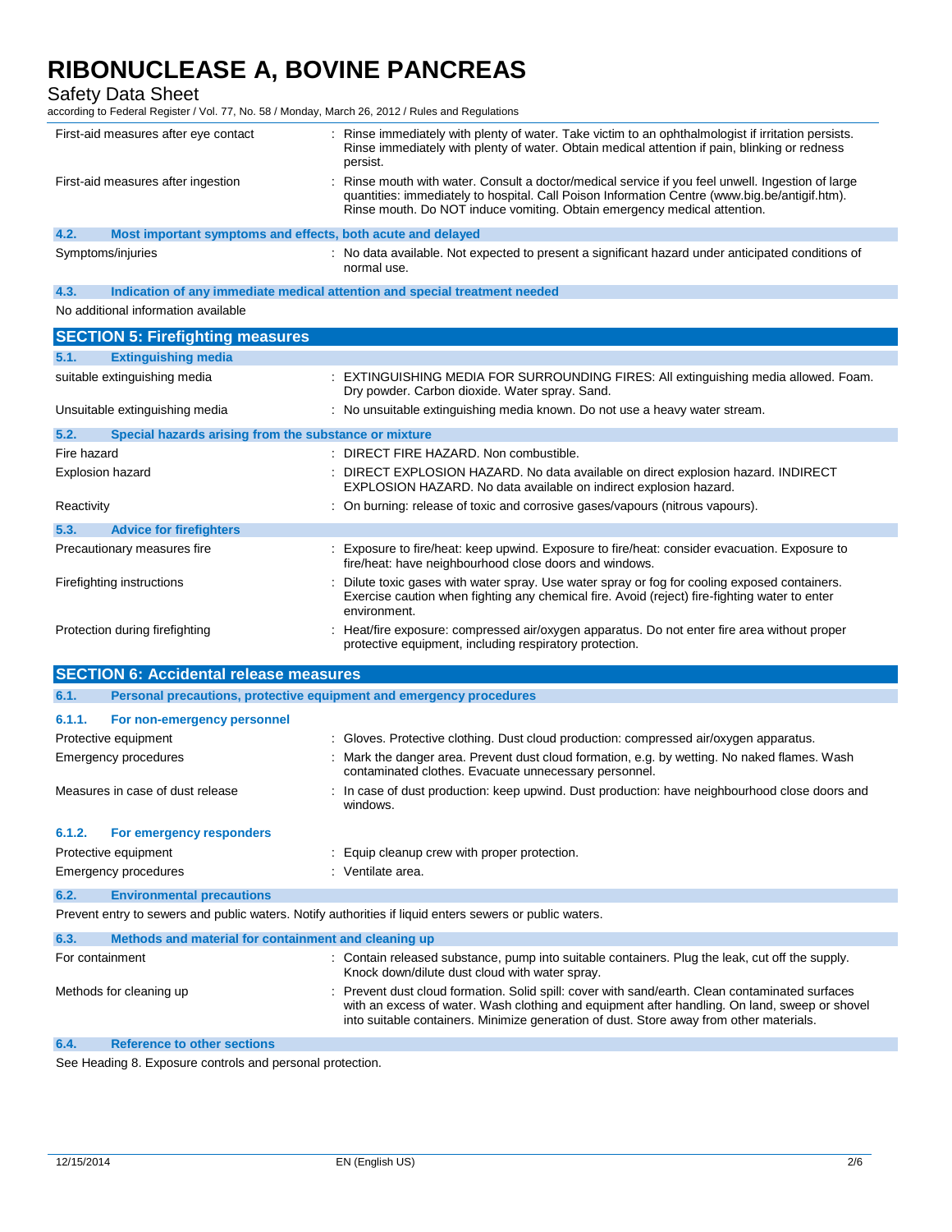| | |
|---|---|
| First-aid measures after eye contact | : Rinse immediately with plenty of water. Take victim to an ophthalmologist if irritation persists. Rinse immediately with plenty of water. Obtain medical attention if pain, blinking or redness persist. |
| First-aid measures after ingestion | : Rinse mouth with water. Consult a doctor/medical service if you feel unwell. Ingestion of large quantities: immediately to hospital. Call Poison Information Centre (www.big.be/antigif.htm). Rinse mouth. Do NOT induce vomiting. Obtain emergency medical attention. |

### 4.2. Most important symptoms and effects, both acute and delayed

| | |
|---|---|
| Symptoms/injuries | : No data available. Not expected to present a significant hazard under anticipated conditions of normal use. |

### 4.3. Indication of any immediate medical attention and special treatment needed

No additional information available

## SECTION 5: Firefighting measures

### 5.1. Extinguishing media

| | |
|---|---|
| suitable extinguishing media | : EXTINGUISHING MEDIA FOR SURROUNDING FIRES: All extinguishing media allowed. Foam. Dry powder. Carbon dioxide. Water spray. Sand. |
| Unsuitable extinguishing media | : No unsuitable extinguishing media known. Do not use a heavy water stream. |

### 5.2. Special hazards arising from the substance or mixture

| | |
|---|---|
| Fire hazard | : DIRECT FIRE HAZARD. Non combustible. |
| Explosion hazard | : DIRECT EXPLOSION HAZARD. No data available on direct explosion hazard. INDIRECT EXPLOSION HAZARD. No data available on indirect explosion hazard. |
| Reactivity | : On burning: release of toxic and corrosive gases/vapours (nitrous vapours). |

### 5.3. Advice for firefighters

| | |
|---|---|
| Precautionary measures fire | : Exposure to fire/heat: keep upwind. Exposure to fire/heat: consider evacuation. Exposure to fire/heat: have neighbourhood close doors and windows. |
| Firefighting instructions | : Dilute toxic gases with water spray. Use water spray or fog for cooling exposed containers. Exercise caution when fighting any chemical fire. Avoid (reject) fire-fighting water to enter environment. |
| Protection during firefighting | : Heat/fire exposure: compressed air/oxygen apparatus. Do not enter fire area without proper protective equipment, including respiratory protection. |

## SECTION 6: Accidental release measures

### 6.1. Personal precautions, protective equipment and emergency procedures

#### 6.1.1. For non-emergency personnel

| | |
|---|---|
| Protective equipment | : Gloves. Protective clothing. Dust cloud production: compressed air/oxygen apparatus. |
| Emergency procedures | : Mark the danger area. Prevent dust cloud formation, e.g. by wetting. No naked flames. Wash contaminated clothes. Evacuate unnecessary personnel. |
| Measures in case of dust release | : In case of dust production: keep upwind. Dust production: have neighbourhood close doors and windows. |

#### 6.1.2. For emergency responders

| | |
|---|---|
| Protective equipment | : Equip cleanup crew with proper protection. |
| Emergency procedures | : Ventilate area. |

### 6.2. Environmental precautions

Prevent entry to sewers and public waters. Notify authorities if liquid enters sewers or public waters.

### 6.3. Methods and material for containment and cleaning up

| | |
|---|---|
| For containment | : Contain released substance, pump into suitable containers. Plug the leak, cut off the supply. Knock down/dilute dust cloud with water spray. |
| Methods for cleaning up | : Prevent dust cloud formation. Solid spill: cover with sand/earth. Clean contaminated surfaces with an excess of water. Wash clothing and equipment after handling. On land, sweep or shovel into suitable containers. Minimize generation of dust. Store away from other materials. |

### 6.4. Reference to other sections

See Heading 8. Exposure controls and personal protection.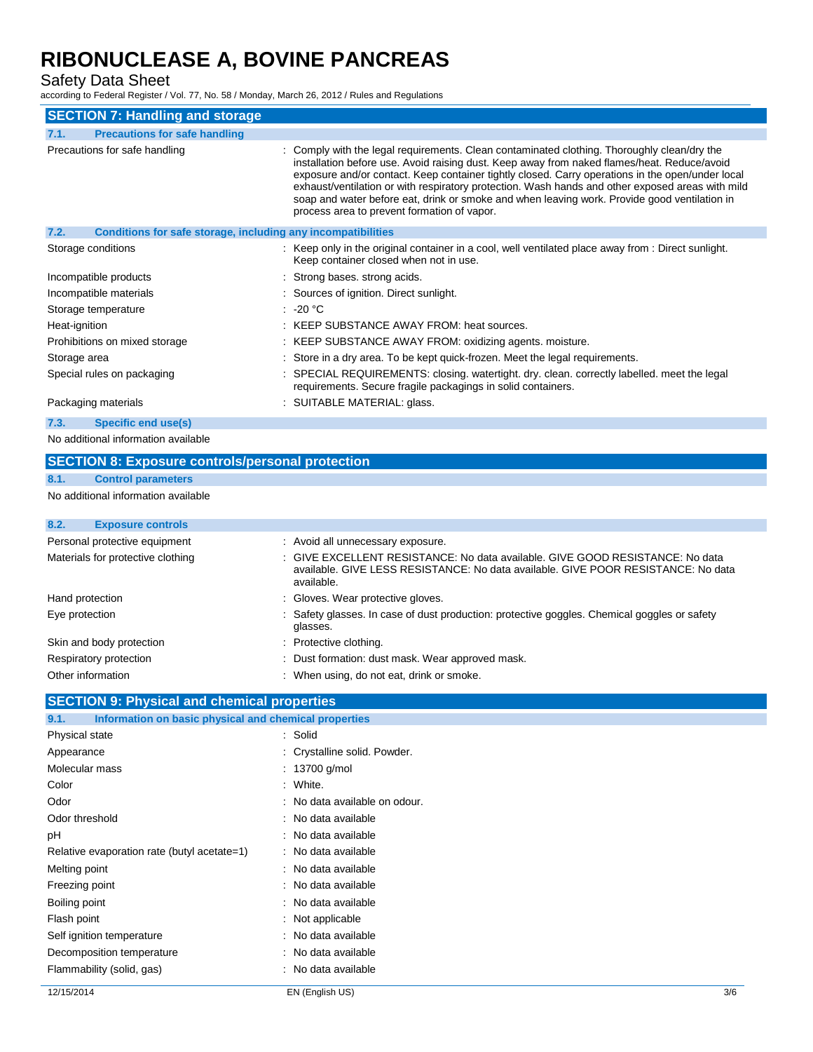## SECTION 7: Handling and storage

### 7.1. Precautions for safe handling

| | |
|---|---|
| Precautions for safe handling | : Comply with the legal requirements. Clean contaminated clothing. Thoroughly clean/dry the installation before use. Avoid raising dust. Keep away from naked flames/heat. Reduce/avoid exposure and/or contact. Keep container tightly closed. Carry operations in the open/under local exhaust/ventilation or with respiratory protection. Wash hands and other exposed areas with mild soap and water before eat, drink or smoke and when leaving work. Provide good ventilation in process area to prevent formation of vapor. |

### 7.2. Conditions for safe storage, including any incompatibilities

| | |
|---|---|
| Storage conditions | : Keep only in the original container in a cool, well ventilated place away from : Direct sunlight. Keep container closed when not in use. |
| Incompatible products | : Strong bases. strong acids. |
| Incompatible materials | : Sources of ignition. Direct sunlight. |
| Storage temperature | : -20 °C |
| Heat-ignition | : KEEP SUBSTANCE AWAY FROM: heat sources. |
| Prohibitions on mixed storage | : KEEP SUBSTANCE AWAY FROM: oxidizing agents. moisture. |
| Storage area | : Store in a dry area. To be kept quick-frozen. Meet the legal requirements. |
| Special rules on packaging | : SPECIAL REQUIREMENTS: closing. watertight. dry. clean. correctly labelled. meet the legal requirements. Secure fragile packagings in solid containers. |
| Packaging materials | : SUITABLE MATERIAL: glass. |

### 7.3. Specific end use(s)

No additional information available

## SECTION 8: Exposure controls/personal protection

### 8.1. Control parameters

No additional information available

### 8.2. Exposure controls

| | |
|---|---|
| Personal protective equipment | : Avoid all unnecessary exposure. |
| Materials for protective clothing | : GIVE EXCELLENT RESISTANCE: No data available. GIVE GOOD RESISTANCE: No data available. GIVE LESS RESISTANCE: No data available. GIVE POOR RESISTANCE: No data available. |
| Hand protection | : Gloves. Wear protective gloves. |
| Eye protection | : Safety glasses. In case of dust production: protective goggles. Chemical goggles or safety glasses. |
| Skin and body protection | : Protective clothing. |
| Respiratory protection | : Dust formation: dust mask. Wear approved mask. |
| Other information | : When using, do not eat, drink or smoke. |

## SECTION 9: Physical and chemical properties

### 9.1. Information on basic physical and chemical properties

| | |
|---|---|
| Physical state | : Solid |
| Appearance | : Crystalline solid. Powder. |
| Molecular mass | : 13700 g/mol |
| Color | : White. |
| Odor | : No data available on odour. |
| Odor threshold | : No data available |
| pH | : No data available |
| Relative evaporation rate (butyl acetate=1) | : No data available |
| Melting point | : No data available |
| Freezing point | : No data available |
| Boiling point | : No data available |
| Flash point | : Not applicable |
| Self ignition temperature | : No data available |
| Decomposition temperature | : No data available |
| Flammability (solid, gas) | : No data available |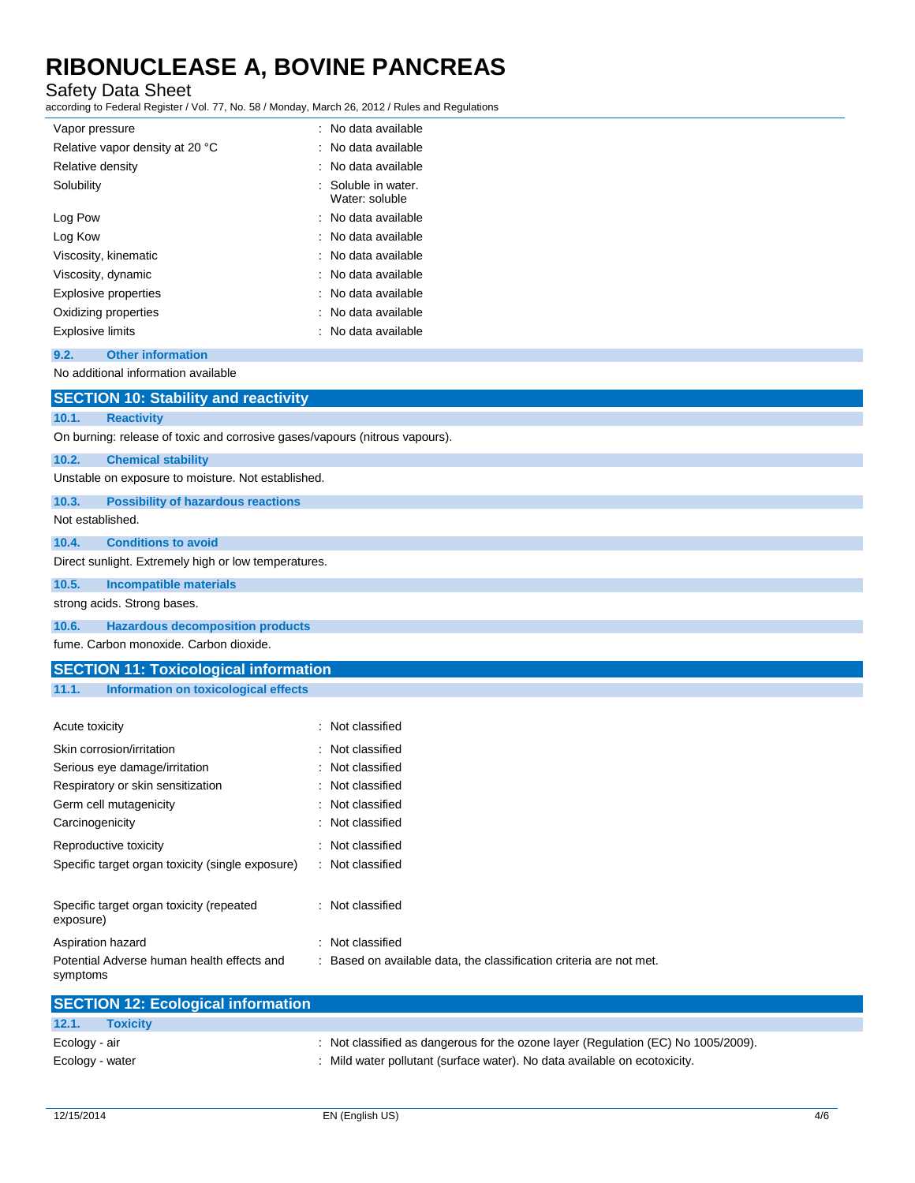| | |
|---|---|
| Vapor pressure | : No data available |
| Relative vapor density at 20 °C | : No data available |
| Relative density | : No data available |
| Solubility | : Soluble in water. Water: soluble |
| Log Pow | : No data available |
| Log Kow | : No data available |
| Viscosity, kinematic | : No data available |
| Viscosity, dynamic | : No data available |
| Explosive properties | : No data available |
| Oxidizing properties | : No data available |
| Explosive limits | : No data available |

### 9.2. Other information

No additional information available

## SECTION 10: Stability and reactivity

### 10.1. Reactivity

On burning: release of toxic and corrosive gases/vapours (nitrous vapours).

### 10.2. Chemical stability

Unstable on exposure to moisture. Not established.

### 10.3. Possibility of hazardous reactions

Not established.

### 10.4. Conditions to avoid

Direct sunlight. Extremely high or low temperatures.

### 10.5. Incompatible materials

strong acids. Strong bases.

### 10.6. Hazardous decomposition products

fume. Carbon monoxide. Carbon dioxide.

## SECTION 11: Toxicological information

### 11.1. Information on toxicological effects

| | |
|---|---|
| Acute toxicity | : Not classified |
| Skin corrosion/irritation | : Not classified |
| Serious eye damage/irritation | : Not classified |
| Respiratory or skin sensitization | : Not classified |
| Germ cell mutagenicity | : Not classified |
| Carcinogenicity | : Not classified |
| Reproductive toxicity | : Not classified |
| Specific target organ toxicity (single exposure) | : Not classified |
| Specific target organ toxicity (repeated exposure) | : Not classified |
| Aspiration hazard | : Not classified |
| Potential Adverse human health effects and symptoms | : Based on available data, the classification criteria are not met. |

## SECTION 12: Ecological information

### 12.1. Toxicity

| | |
|---|---|
| Ecology - air | : Not classified as dangerous for the ozone layer (Regulation (EC) No 1005/2009). |
| Ecology - water | : Mild water pollutant (surface water). No data available on ecotoxicity. |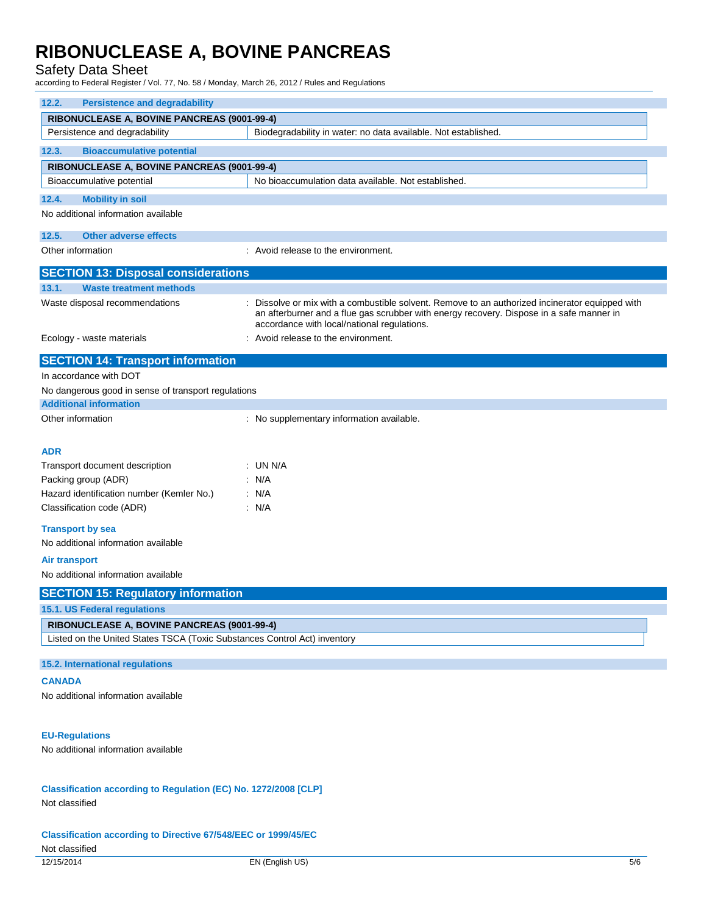### 12.2. Persistence and degradability

| RIBONUCLEASE A, BOVINE PANCREAS (9001-99-4) | |
|---|---|
| Persistence and degradability | Biodegradability in water: no data available. Not established. |

### 12.3. Bioaccumulative potential

| RIBONUCLEASE A, BOVINE PANCREAS (9001-99-4) | |
|---|---|
| Bioaccumulative potential | No bioaccumulation data available. Not established. |

### 12.4. Mobility in soil

No additional information available

### 12.5. Other adverse effects

Other information : Avoid release to the environment.

## SECTION 13: Disposal considerations

### 13.1. Waste treatment methods

Waste disposal recommendations : Dissolve or mix with a combustible solvent. Remove to an authorized incinerator equipped with an afterburner and a flue gas scrubber with energy recovery. Dispose in a safe manner in accordance with local/national regulations.

Ecology - waste materials : Avoid release to the environment.

## SECTION 14: Transport information

In accordance with DOT

No dangerous good in sense of transport regulations

### Additional information

Other information : No supplementary information available.

**ADR**

Transport document description : UN N/A

Packing group (ADR) : N/A

Hazard identification number (Kemler No.) : N/A

Classification code (ADR) : N/A

**Transport by sea**

No additional information available

**Air transport**

No additional information available

## SECTION 15: Regulatory information

### 15.1. US Federal regulations

| RIBONUCLEASE A, BOVINE PANCREAS (9001-99-4) |
|---|
| Listed on the United States TSCA (Toxic Substances Control Act) inventory |

### 15.2. International regulations

**CANADA**

No additional information available

**EU-Regulations**

No additional information available

**Classification according to Regulation (EC) No. 1272/2008 [CLP]**

Not classified

**Classification according to Directive 67/548/EEC or 1999/45/EC**

Not classified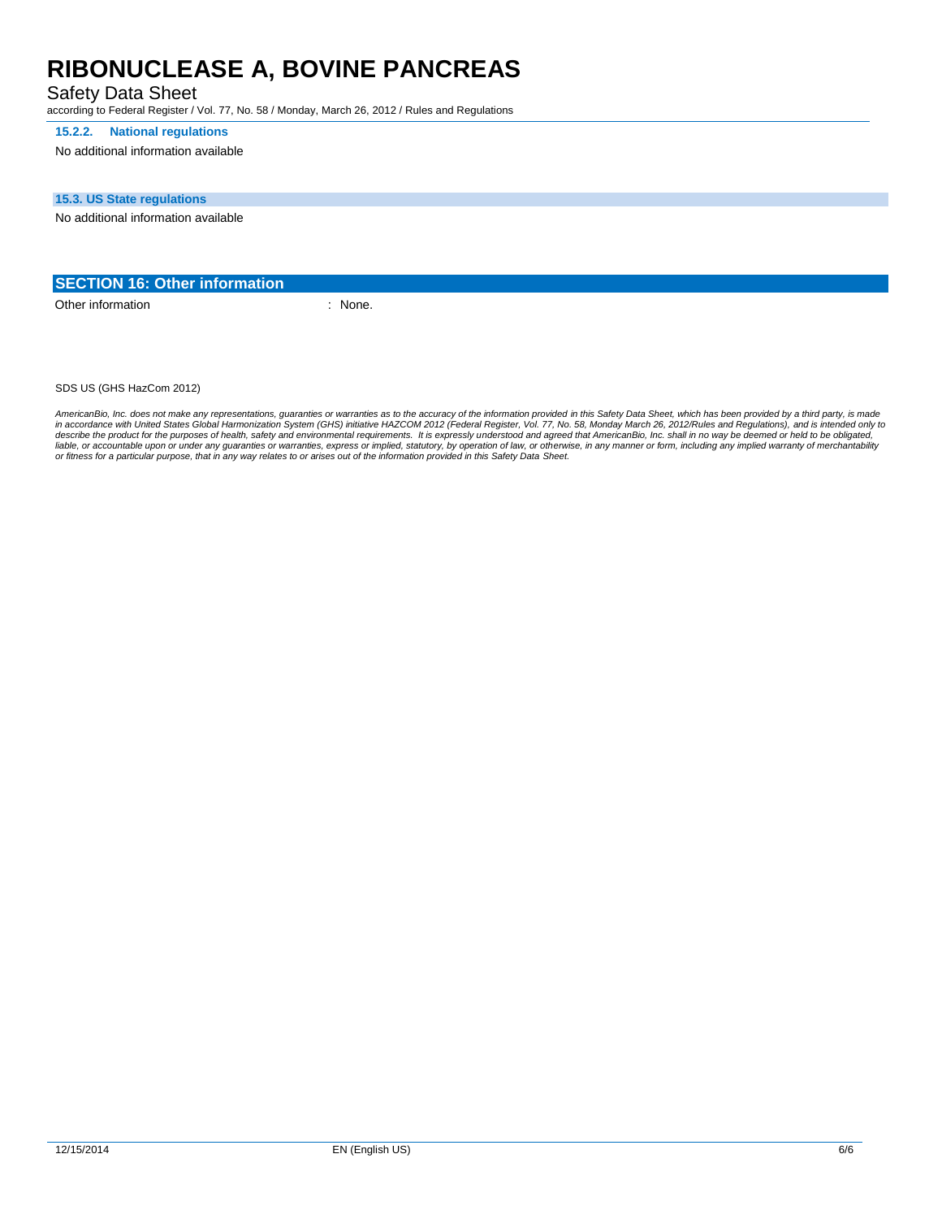#### 15.2.2. National regulations

No additional information available

### 15.3. US State regulations

No additional information available

## SECTION 16: Other information

Other information : None.

SDS US (GHS HazCom 2012)

*AmericanBio, Inc. does not make any representations, guaranties or warranties as to the accuracy of the information provided in this Safety Data Sheet, which has been provided by a third party, is made in accordance with United States Global Harmonization System (GHS) initiative HAZCOM 2012 (Federal Register, Vol. 77, No. 58, Monday March 26, 2012/Rules and Regulations), and is intended only to describe the product for the purposes of health, safety and environmental requirements. It is expressly understood and agreed that AmericanBio, Inc. shall in no way be deemed or held to be obligated, liable, or accountable upon or under any guaranties or warranties, express or implied, statutory, by operation of law, or otherwise, in any manner or form, including any implied warranty of merchantability or fitness for a particular purpose, that in any way relates to or arises out of the information provided in this Safety Data Sheet.*